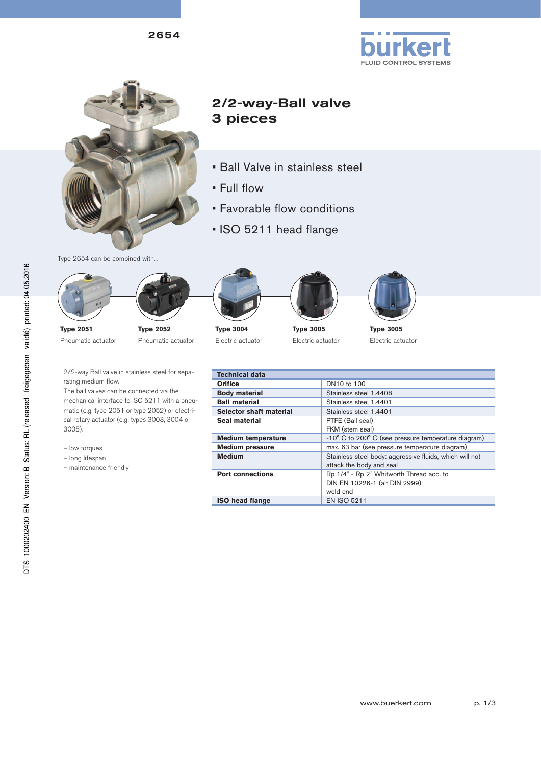2654

# 2/2-way-Ball valve 3 pieces

- Ball Valve in stainless steel
- Full flow
- Favorable flow conditions
- ISO 5211 head flange

Type 2654 can be combined with...

| Type 2051 | Type 2052 | Type 3004 | Type 3005 | Type 3005 |
|---|---|---|---|---|
| Pneumatic actuator | Pneumatic actuator | Electric actuator | Electric actuator | Electric actuator |

2/2-way Ball valve in stainless steel for separating medium flow.
The ball valves can be connected via the mechanical interface to ISO 5211 with a pneumatic (e.g. type 2051 or type 2052) or electrical rotary actuator (e.g. types 3003, 3004 or 3005).

– low torques
– long lifespan
– maintenance friendly

| Technical data | |
|---|---|
| **Orifice** | DN10 to 100 |
| **Body material** | Stainless steel 1.4408 |
| **Ball material** | Stainless steel 1.4401 |
| **Selector shaft material** | Stainless steel 1.4401 |
| **Seal material** | PTFE (Ball seal)<br>FKM (stem seal) |
| **Medium temperature** | -10° C to 200° C (see pressure temperature diagram) |
| **Medium pressure** | max. 63 bar (see pressure temperature diagram) |
| **Medium** | Stainless steel body: aggressive fluids, which will not attack the body and seal |
| **Port connections** | Rp 1/4" - Rp 2" Whitworth Thread acc. to DIN EN 10226-1 (alt DIN 2999)<br>weld end |
| **ISO head flange** | EN ISO 5211 |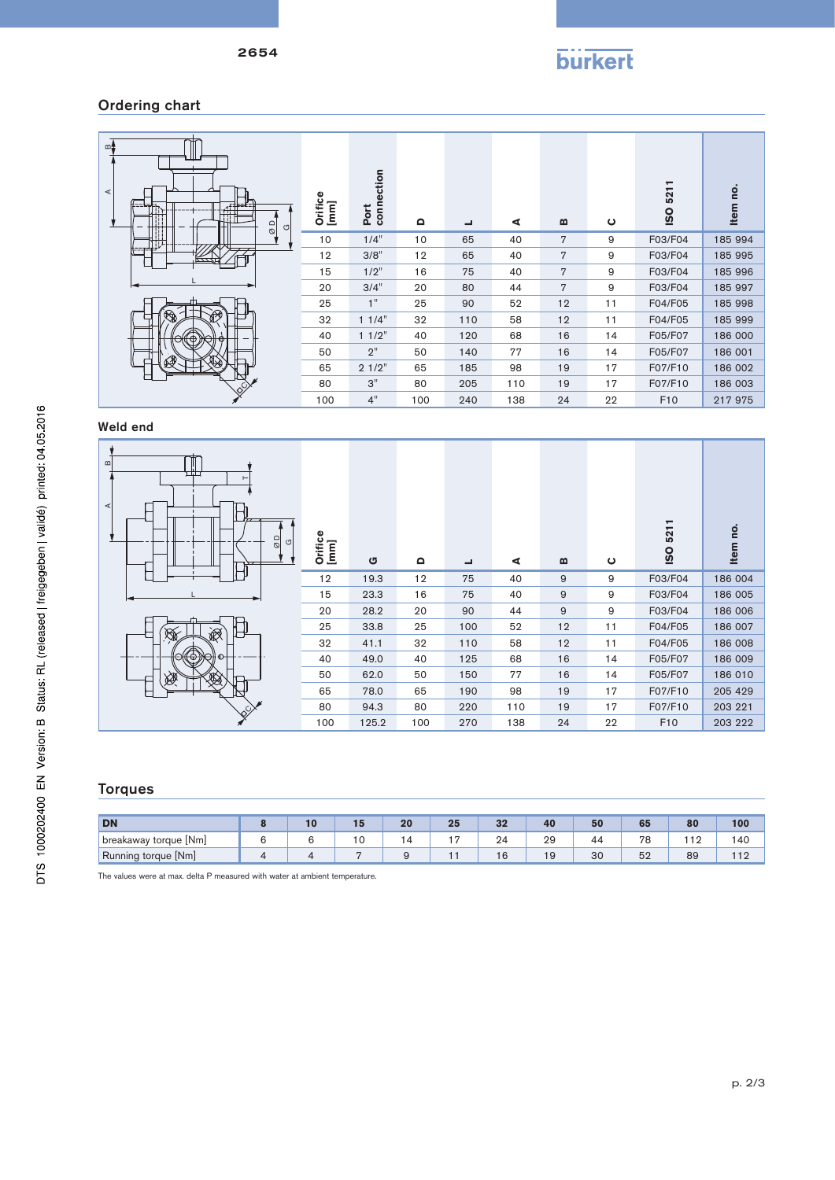## Ordering chart

| Orifice [mm] | Port connection | D | L | A | B | C | ISO 5211 | Item no. |
|---|---|---|---|---|---|---|---|---|
| 10 | 1/4" | 10 | 65 | 40 | 7 | 9 | F03/F04 | 185 994 |
| 12 | 3/8" | 12 | 65 | 40 | 7 | 9 | F03/F04 | 185 995 |
| 15 | 1/2" | 16 | 75 | 40 | 7 | 9 | F03/F04 | 185 996 |
| 20 | 3/4" | 20 | 80 | 44 | 7 | 9 | F03/F04 | 185 997 |
| 25 | 1" | 25 | 90 | 52 | 12 | 11 | F04/F05 | 185 998 |
| 32 | 1 1/4" | 32 | 110 | 58 | 12 | 11 | F04/F05 | 185 999 |
| 40 | 1 1/2" | 40 | 120 | 68 | 16 | 14 | F05/F07 | 186 000 |
| 50 | 2" | 50 | 140 | 77 | 16 | 14 | F05/F07 | 186 001 |
| 65 | 2 1/2" | 65 | 185 | 98 | 19 | 17 | F07/F10 | 186 002 |
| 80 | 3" | 80 | 205 | 110 | 19 | 17 | F07/F10 | 186 003 |
| 100 | 4" | 100 | 240 | 138 | 24 | 22 | F10 | 217 975 |

## Weld end

| Orifice [mm] | G | D | L | A | B | C | ISO 5211 | Item no. |
|---|---|---|---|---|---|---|---|---|
| 12 | 19.3 | 12 | 75 | 40 | 9 | 9 | F03/F04 | 186 004 |
| 15 | 23.3 | 16 | 75 | 40 | 9 | 9 | F03/F04 | 186 005 |
| 20 | 28.2 | 20 | 90 | 44 | 9 | 9 | F03/F04 | 186 006 |
| 25 | 33.8 | 25 | 100 | 52 | 12 | 11 | F04/F05 | 186 007 |
| 32 | 41.1 | 32 | 110 | 58 | 12 | 11 | F04/F05 | 186 008 |
| 40 | 49.0 | 40 | 125 | 68 | 16 | 14 | F05/F07 | 186 009 |
| 50 | 62.0 | 50 | 150 | 77 | 16 | 14 | F05/F07 | 186 010 |
| 65 | 78.0 | 65 | 190 | 98 | 19 | 17 | F07/F10 | 205 429 |
| 80 | 94.3 | 80 | 220 | 110 | 19 | 17 | F07/F10 | 203 221 |
| 100 | 125.2 | 100 | 270 | 138 | 24 | 22 | F10 | 203 222 |

## Torques

| DN | 8 | 10 | 15 | 20 | 25 | 32 | 40 | 50 | 65 | 80 | 100 |
|---|---|---|---|---|---|---|---|---|---|---|---|
| breakaway torque [Nm] | 6 | 6 | 10 | 14 | 17 | 24 | 29 | 44 | 78 | 112 | 140 |
| Running torque [Nm] | 4 | 4 | 7 | 9 | 11 | 16 | 19 | 30 | 52 | 89 | 112 |

The values were at max. delta P measured with water at ambient temperature.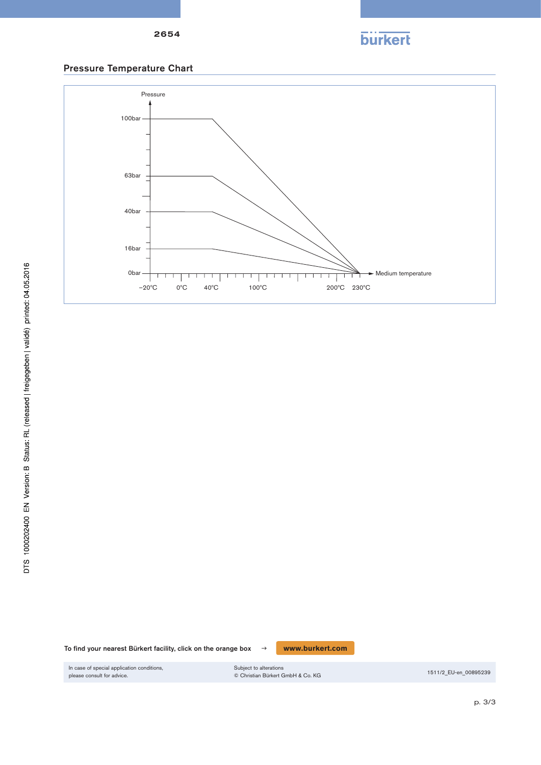## Pressure Temperature Chart

Pressure

100bar

63bar

40bar

16bar

0bar

−20°C 0°C 40°C 100°C 200°C 230°C

Medium temperature

To find your nearest Bürkert facility, click on the orange box → **www.burkert.com**

In case of special application conditions, please consult for advice.

Subject to alterations
© Christian Bürkert GmbH & Co. KG

1511/2_EU-en_00895239